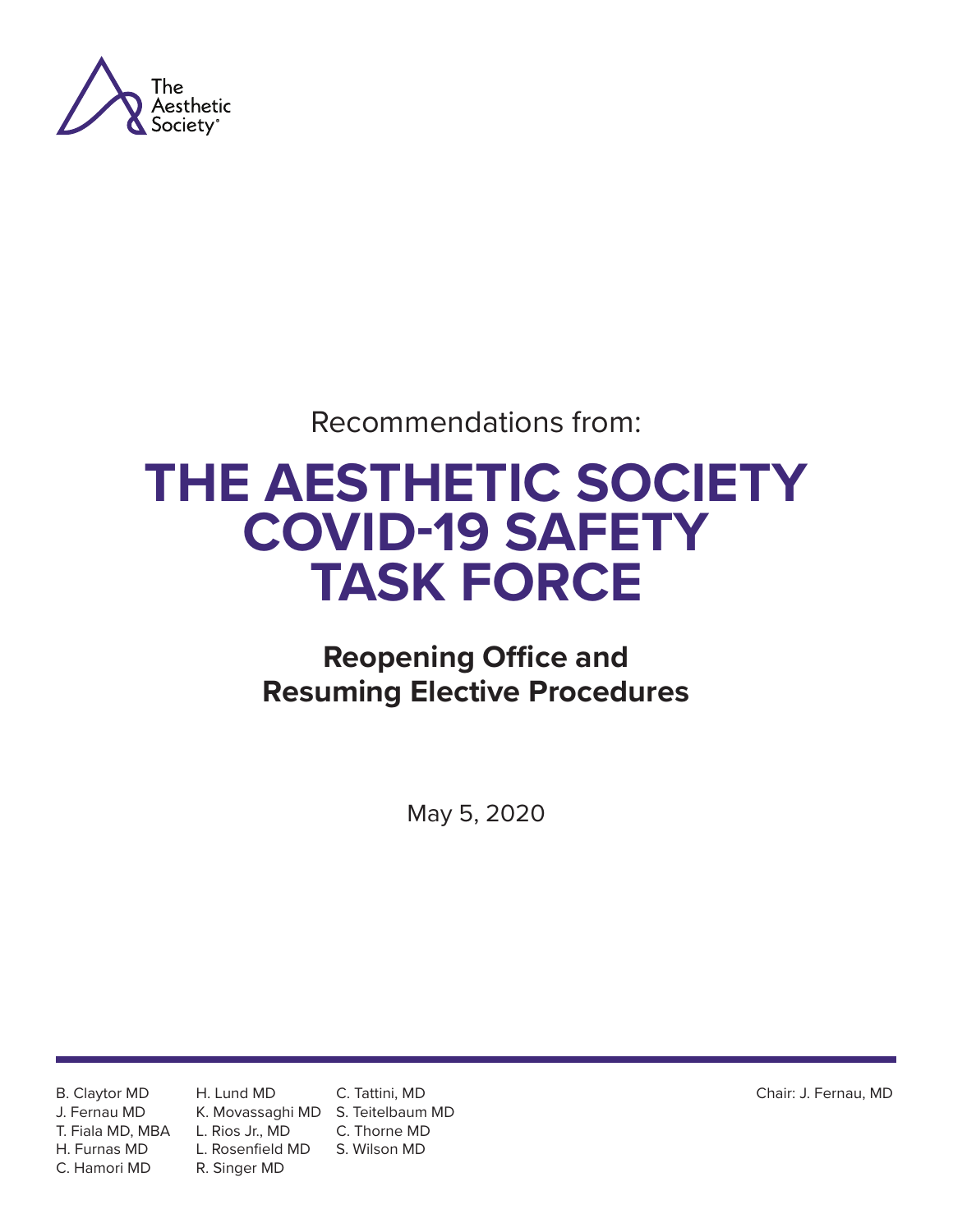The Aesthetic Society®

Recommendations from:

# THE AESTHETIC SOCIETY COVID-19 SAFETY TASK FORCE

## Reopening Office and Resuming Elective Procedures

May 5, 2020

B. Claytor MD
J. Fernau MD
T. Fiala MD, MBA
H. Furnas MD
C. Hamori MD
H. Lund MD
K. Movassaghi MD
L. Rios Jr., MD
L. Rosenfield MD
R. Singer MD
C. Tattini, MD
S. Teitelbaum MD
C. Thorne MD
S. Wilson MD

Chair: J. Fernau, MD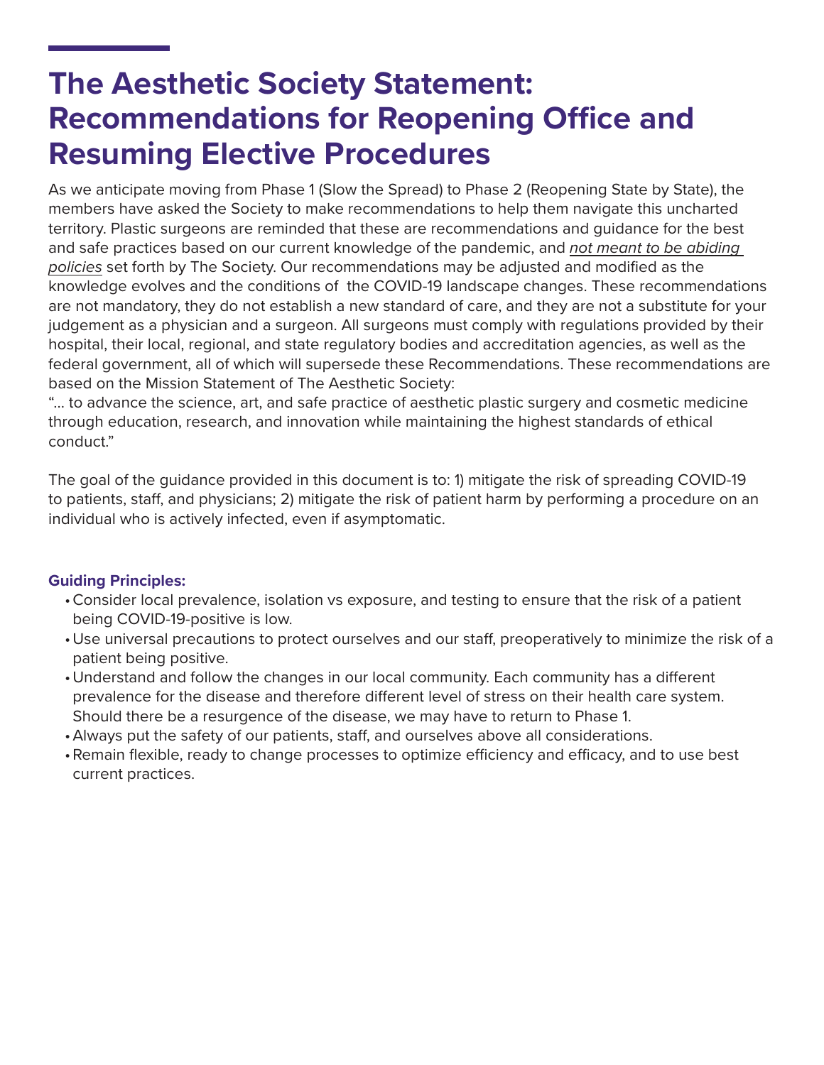# The Aesthetic Society Statement: Recommendations for Reopening Office and Resuming Elective Procedures

As we anticipate moving from Phase 1 (Slow the Spread) to Phase 2 (Reopening State by State), the members have asked the Society to make recommendations to help them navigate this uncharted territory. Plastic surgeons are reminded that these are recommendations and guidance for the best and safe practices based on our current knowledge of the pandemic, and *not meant to be abiding policies* set forth by The Society. Our recommendations may be adjusted and modified as the knowledge evolves and the conditions of the COVID-19 landscape changes. These recommendations are not mandatory, they do not establish a new standard of care, and they are not a substitute for your judgement as a physician and a surgeon. All surgeons must comply with regulations provided by their hospital, their local, regional, and state regulatory bodies and accreditation agencies, as well as the federal government, all of which will supersede these Recommendations. These recommendations are based on the Mission Statement of The Aesthetic Society:

"... to advance the science, art, and safe practice of aesthetic plastic surgery and cosmetic medicine through education, research, and innovation while maintaining the highest standards of ethical conduct."

The goal of the guidance provided in this document is to: 1) mitigate the risk of spreading COVID-19 to patients, staff, and physicians; 2) mitigate the risk of patient harm by performing a procedure on an individual who is actively infected, even if asymptomatic.

### Guiding Principles:

- Consider local prevalence, isolation vs exposure, and testing to ensure that the risk of a patient being COVID-19-positive is low.
- Use universal precautions to protect ourselves and our staff, preoperatively to minimize the risk of a patient being positive.
- Understand and follow the changes in our local community. Each community has a different prevalence for the disease and therefore different level of stress on their health care system. Should there be a resurgence of the disease, we may have to return to Phase 1.
- Always put the safety of our patients, staff, and ourselves above all considerations.
- Remain flexible, ready to change processes to optimize efficiency and efficacy, and to use best current practices.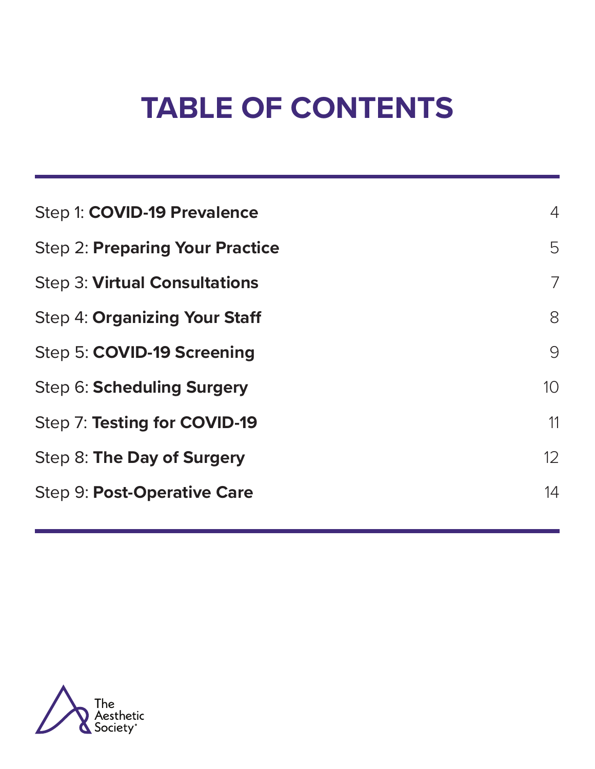# TABLE OF CONTENTS

| | |
|---|---|
| Step 1: **COVID-19 Prevalence** | 4 |
| Step 2: **Preparing Your Practice** | 5 |
| Step 3: **Virtual Consultations** | 7 |
| Step 4: **Organizing Your Staff** | 8 |
| Step 5: **COVID-19 Screening** | 9 |
| Step 6: **Scheduling Surgery** | 10 |
| Step 7: **Testing for COVID-19** | 11 |
| Step 8: **The Day of Surgery** | 12 |
| Step 9: **Post-Operative Care** | 14 |

The Aesthetic Society®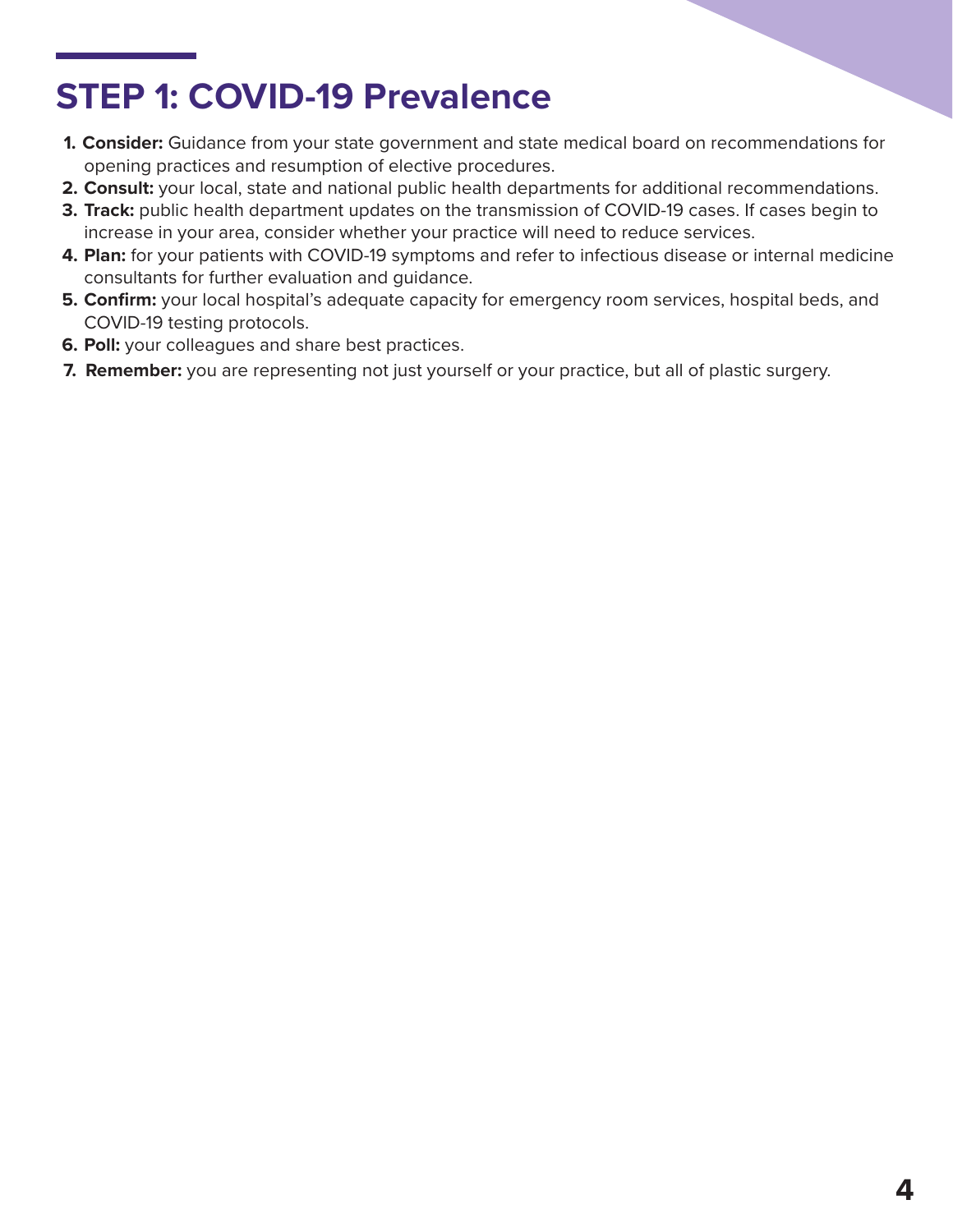## STEP 1: COVID-19 Prevalence

1. **Consider:** Guidance from your state government and state medical board on recommendations for opening practices and resumption of elective procedures.
2. **Consult:** your local, state and national public health departments for additional recommendations.
3. **Track:** public health department updates on the transmission of COVID-19 cases. If cases begin to increase in your area, consider whether your practice will need to reduce services.
4. **Plan:** for your patients with COVID-19 symptoms and refer to infectious disease or internal medicine consultants for further evaluation and guidance.
5. **Confirm:** your local hospital's adequate capacity for emergency room services, hospital beds, and COVID-19 testing protocols.
6. **Poll:** your colleagues and share best practices.
7. **Remember:** you are representing not just yourself or your practice, but all of plastic surgery.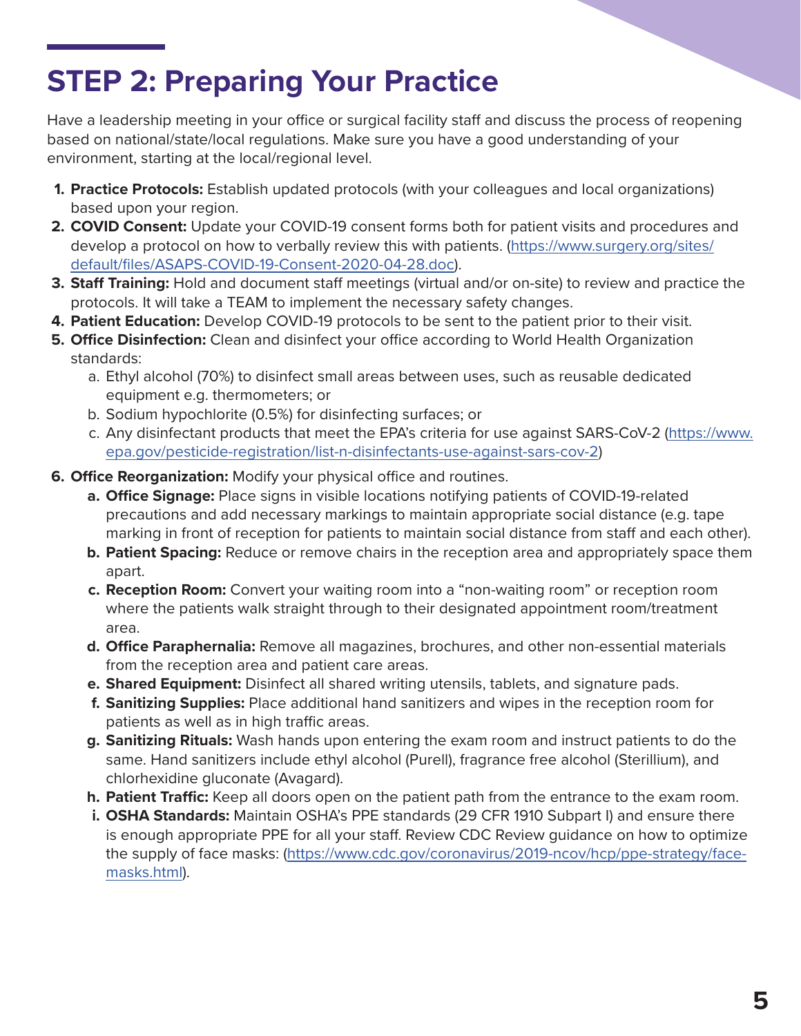# STEP 2: Preparing Your Practice

Have a leadership meeting in your office or surgical facility staff and discuss the process of reopening based on national/state/local regulations. Make sure you have a good understanding of your environment, starting at the local/regional level.

1. **Practice Protocols:** Establish updated protocols (with your colleagues and local organizations) based upon your region.
2. **COVID Consent:** Update your COVID-19 consent forms both for patient visits and procedures and develop a protocol on how to verbally review this with patients. (https://www.surgery.org/sites/default/files/ASAPS-COVID-19-Consent-2020-04-28.doc).
3. **Staff Training:** Hold and document staff meetings (virtual and/or on-site) to review and practice the protocols. It will take a TEAM to implement the necessary safety changes.
4. **Patient Education:** Develop COVID-19 protocols to be sent to the patient prior to their visit.
5. **Office Disinfection:** Clean and disinfect your office according to World Health Organization standards:
    a. Ethyl alcohol (70%) to disinfect small areas between uses, such as reusable dedicated equipment e.g. thermometers; or
    b. Sodium hypochlorite (0.5%) for disinfecting surfaces; or
    c. Any disinfectant products that meet the EPA's criteria for use against SARS-CoV-2 (https://www.epa.gov/pesticide-registration/list-n-disinfectants-use-against-sars-cov-2)
6. **Office Reorganization:** Modify your physical office and routines.
    a. **Office Signage:** Place signs in visible locations notifying patients of COVID-19-related precautions and add necessary markings to maintain appropriate social distance (e.g. tape marking in front of reception for patients to maintain social distance from staff and each other).
    b. **Patient Spacing:** Reduce or remove chairs in the reception area and appropriately space them apart.
    c. **Reception Room:** Convert your waiting room into a "non-waiting room" or reception room where the patients walk straight through to their designated appointment room/treatment area.
    d. **Office Paraphernalia:** Remove all magazines, brochures, and other non-essential materials from the reception area and patient care areas.
    e. **Shared Equipment:** Disinfect all shared writing utensils, tablets, and signature pads.
    f. **Sanitizing Supplies:** Place additional hand sanitizers and wipes in the reception room for patients as well as in high traffic areas.
    g. **Sanitizing Rituals:** Wash hands upon entering the exam room and instruct patients to do the same. Hand sanitizers include ethyl alcohol (Purell), fragrance free alcohol (Sterillium), and chlorhexidine gluconate (Avagard).
    h. **Patient Traffic:** Keep all doors open on the patient path from the entrance to the exam room.
    i. **OSHA Standards:** Maintain OSHA's PPE standards (29 CFR 1910 Subpart I) and ensure there is enough appropriate PPE for all your staff. Review CDC Review guidance on how to optimize the supply of face masks: (https://www.cdc.gov/coronavirus/2019-ncov/hcp/ppe-strategy/face-masks.html).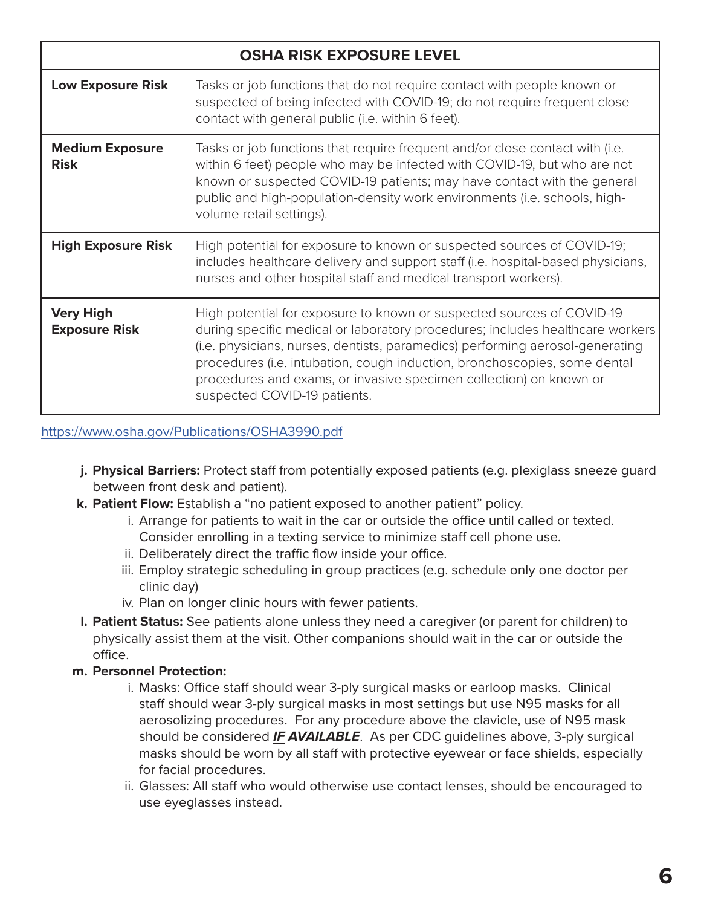| OSHA RISK EXPOSURE LEVEL | |
|---|---|
| **Low Exposure Risk** | Tasks or job functions that do not require contact with people known or suspected of being infected with COVID-19; do not require frequent close contact with general public (i.e. within 6 feet). |
| **Medium Exposure Risk** | Tasks or job functions that require frequent and/or close contact with (i.e. within 6 feet) people who may be infected with COVID-19, but who are not known or suspected COVID-19 patients; may have contact with the general public and high-population-density work environments (i.e. schools, high-volume retail settings). |
| **High Exposure Risk** | High potential for exposure to known or suspected sources of COVID-19; includes healthcare delivery and support staff (i.e. hospital-based physicians, nurses and other hospital staff and medical transport workers). |
| **Very High Exposure Risk** | High potential for exposure to known or suspected sources of COVID-19 during specific medical or laboratory procedures; includes healthcare workers (i.e. physicians, nurses, dentists, paramedics) performing aerosol-generating procedures (i.e. intubation, cough induction, bronchoscopies, some dental procedures and exams, or invasive specimen collection) on known or suspected COVID-19 patients. |

https://www.osha.gov/Publications/OSHA3990.pdf

j. **Physical Barriers:** Protect staff from potentially exposed patients (e.g. plexiglass sneeze guard between front desk and patient).

k. **Patient Flow:** Establish a "no patient exposed to another patient" policy.
   - i. Arrange for patients to wait in the car or outside the office until called or texted. Consider enrolling in a texting service to minimize staff cell phone use.
   - ii. Deliberately direct the traffic flow inside your office.
   - iii. Employ strategic scheduling in group practices (e.g. schedule only one doctor per clinic day)
   - iv. Plan on longer clinic hours with fewer patients.

l. **Patient Status:** See patients alone unless they need a caregiver (or parent for children) to physically assist them at the visit. Other companions should wait in the car or outside the office.

m. **Personnel Protection:**
   - i. Masks: Office staff should wear 3-ply surgical masks or earloop masks. Clinical staff should wear 3-ply surgical masks in most settings but use N95 masks for all aerosolizing procedures. For any procedure above the clavicle, use of N95 mask should be considered ***IF AVAILABLE***. As per CDC guidelines above, 3-ply surgical masks should be worn by all staff with protective eyewear or face shields, especially for facial procedures.
   - ii. Glasses: All staff who would otherwise use contact lenses, should be encouraged to use eyeglasses instead.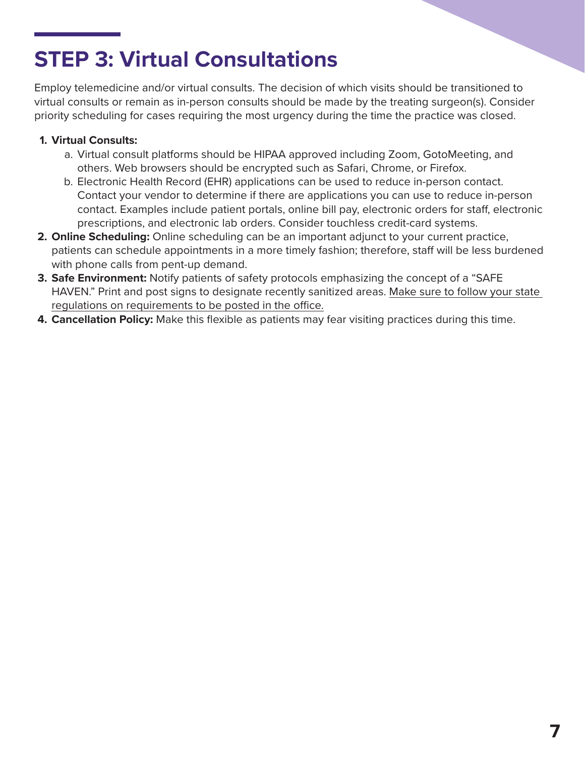# STEP 3: Virtual Consultations

Employ telemedicine and/or virtual consults. The decision of which visits should be transitioned to virtual consults or remain as in-person consults should be made by the treating surgeon(s). Consider priority scheduling for cases requiring the most urgency during the time the practice was closed.

1. **Virtual Consults:**
   a. Virtual consult platforms should be HIPAA approved including Zoom, GotoMeeting, and others. Web browsers should be encrypted such as Safari, Chrome, or Firefox.
   b. Electronic Health Record (EHR) applications can be used to reduce in-person contact. Contact your vendor to determine if there are applications you can use to reduce in-person contact. Examples include patient portals, online bill pay, electronic orders for staff, electronic prescriptions, and electronic lab orders. Consider touchless credit-card systems.
2. **Online Scheduling:** Online scheduling can be an important adjunct to your current practice, patients can schedule appointments in a more timely fashion; therefore, staff will be less burdened with phone calls from pent-up demand.
3. **Safe Environment:** Notify patients of safety protocols emphasizing the concept of a "SAFE HAVEN." Print and post signs to designate recently sanitized areas. Make sure to follow your state regulations on requirements to be posted in the office.
4. **Cancellation Policy:** Make this flexible as patients may fear visiting practices during this time.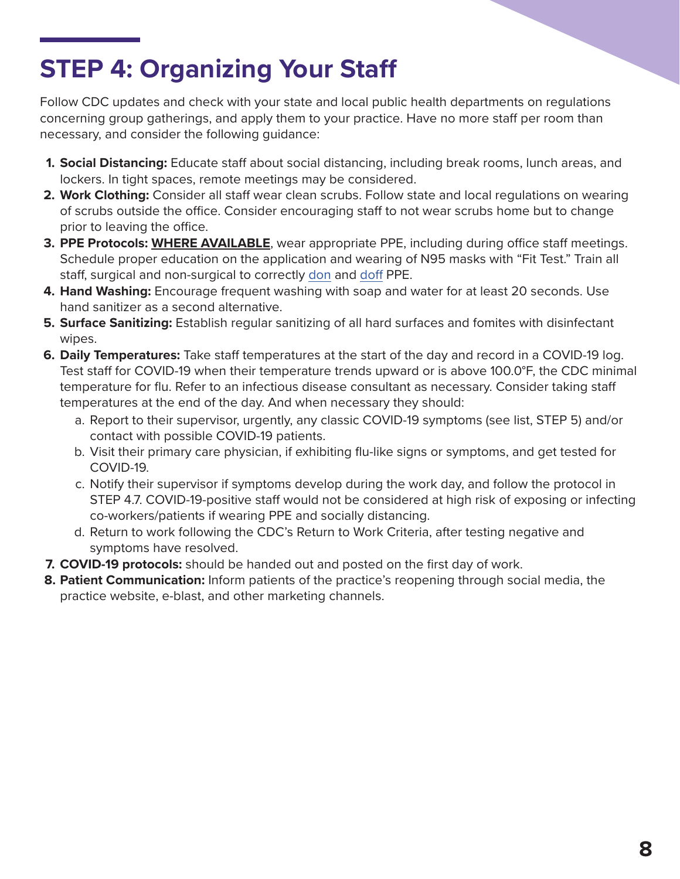# STEP 4: Organizing Your Staff

Follow CDC updates and check with your state and local public health departments on regulations concerning group gatherings, and apply them to your practice. Have no more staff per room than necessary, and consider the following guidance:

1. **Social Distancing:** Educate staff about social distancing, including break rooms, lunch areas, and lockers. In tight spaces, remote meetings may be considered.
2. **Work Clothing:** Consider all staff wear clean scrubs. Follow state and local regulations on wearing of scrubs outside the office. Consider encouraging staff to not wear scrubs home but to change prior to leaving the office.
3. **PPE Protocols:** **<u>WHERE AVAILABLE</u>**, wear appropriate PPE, including during office staff meetings. Schedule proper education on the application and wearing of N95 masks with "Fit Test." Train all staff, surgical and non-surgical to correctly don and doff PPE.
4. **Hand Washing:** Encourage frequent washing with soap and water for at least 20 seconds. Use hand sanitizer as a second alternative.
5. **Surface Sanitizing:** Establish regular sanitizing of all hard surfaces and fomites with disinfectant wipes.
6. **Daily Temperatures:** Take staff temperatures at the start of the day and record in a COVID-19 log. Test staff for COVID-19 when their temperature trends upward or is above 100.0°F, the CDC minimal temperature for flu. Refer to an infectious disease consultant as necessary. Consider taking staff temperatures at the end of the day. And when necessary they should:
   a. Report to their supervisor, urgently, any classic COVID-19 symptoms (see list, STEP 5) and/or contact with possible COVID-19 patients.
   b. Visit their primary care physician, if exhibiting flu-like signs or symptoms, and get tested for COVID-19.
   c. Notify their supervisor if symptoms develop during the work day, and follow the protocol in STEP 4.7. COVID-19-positive staff would not be considered at high risk of exposing or infecting co-workers/patients if wearing PPE and socially distancing.
   d. Return to work following the CDC's Return to Work Criteria, after testing negative and symptoms have resolved.
7. **COVID-19 protocols:** should be handed out and posted on the first day of work.
8. **Patient Communication:** Inform patients of the practice's reopening through social media, the practice website, e-blast, and other marketing channels.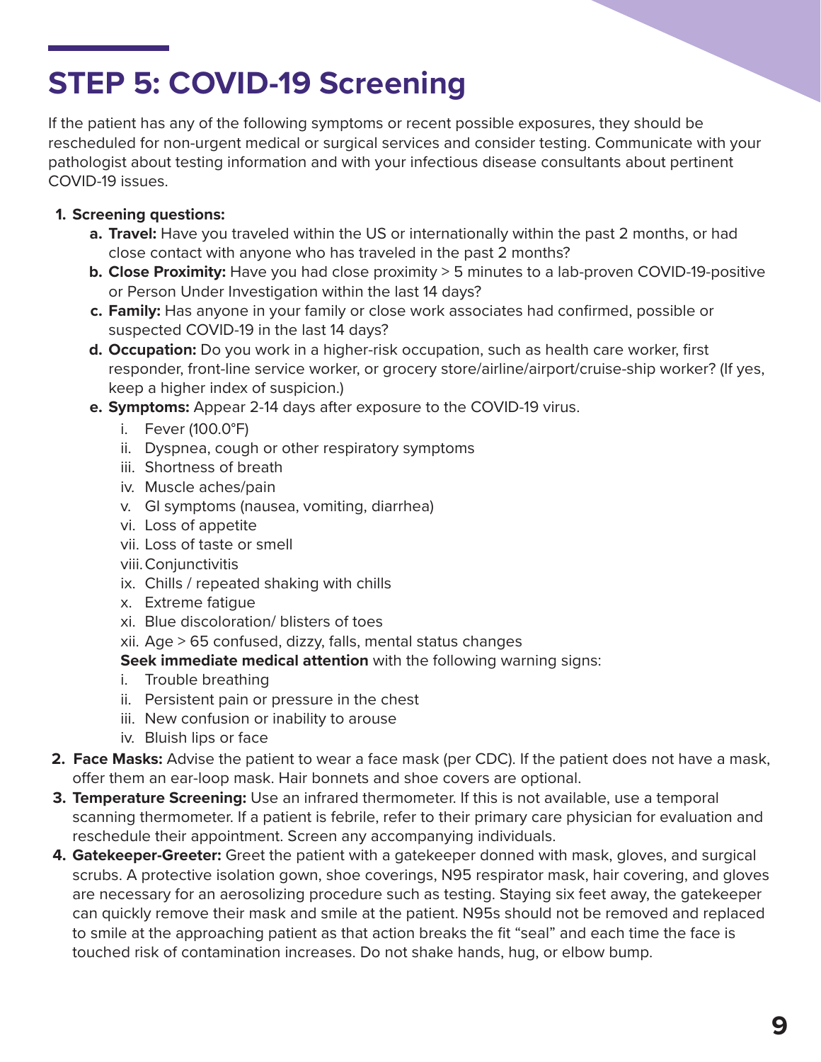# STEP 5: COVID-19 Screening

If the patient has any of the following symptoms or recent possible exposures, they should be rescheduled for non-urgent medical or surgical services and consider testing. Communicate with your pathologist about testing information and with your infectious disease consultants about pertinent COVID-19 issues.

1. **Screening questions:**
   a. **Travel:** Have you traveled within the US or internationally within the past 2 months, or had close contact with anyone who has traveled in the past 2 months?
   b. **Close Proximity:** Have you had close proximity > 5 minutes to a lab-proven COVID-19-positive or Person Under Investigation within the last 14 days?
   c. **Family:** Has anyone in your family or close work associates had confirmed, possible or suspected COVID-19 in the last 14 days?
   d. **Occupation:** Do you work in a higher-risk occupation, such as health care worker, first responder, front-line service worker, or grocery store/airline/airport/cruise-ship worker? (If yes, keep a higher index of suspicion.)
   e. **Symptoms:** Appear 2-14 days after exposure to the COVID-19 virus.
      i. Fever (100.0°F)
      ii. Dyspnea, cough or other respiratory symptoms
      iii. Shortness of breath
      iv. Muscle aches/pain
      v. GI symptoms (nausea, vomiting, diarrhea)
      vi. Loss of appetite
      vii. Loss of taste or smell
      viii. Conjunctivitis
      ix. Chills / repeated shaking with chills
      x. Extreme fatigue
      xi. Blue discoloration/ blisters of toes
      xii. Age > 65 confused, dizzy, falls, mental status changes

      **Seek immediate medical attention** with the following warning signs:
      i. Trouble breathing
      ii. Persistent pain or pressure in the chest
      iii. New confusion or inability to arouse
      iv. Bluish lips or face
2. **Face Masks:** Advise the patient to wear a face mask (per CDC). If the patient does not have a mask, offer them an ear-loop mask. Hair bonnets and shoe covers are optional.
3. **Temperature Screening:** Use an infrared thermometer. If this is not available, use a temporal scanning thermometer. If a patient is febrile, refer to their primary care physician for evaluation and reschedule their appointment. Screen any accompanying individuals.
4. **Gatekeeper-Greeter:** Greet the patient with a gatekeeper donned with mask, gloves, and surgical scrubs. A protective isolation gown, shoe coverings, N95 respirator mask, hair covering, and gloves are necessary for an aerosolizing procedure such as testing. Staying six feet away, the gatekeeper can quickly remove their mask and smile at the patient. N95s should not be removed and replaced to smile at the approaching patient as that action breaks the fit "seal" and each time the face is touched risk of contamination increases. Do not shake hands, hug, or elbow bump.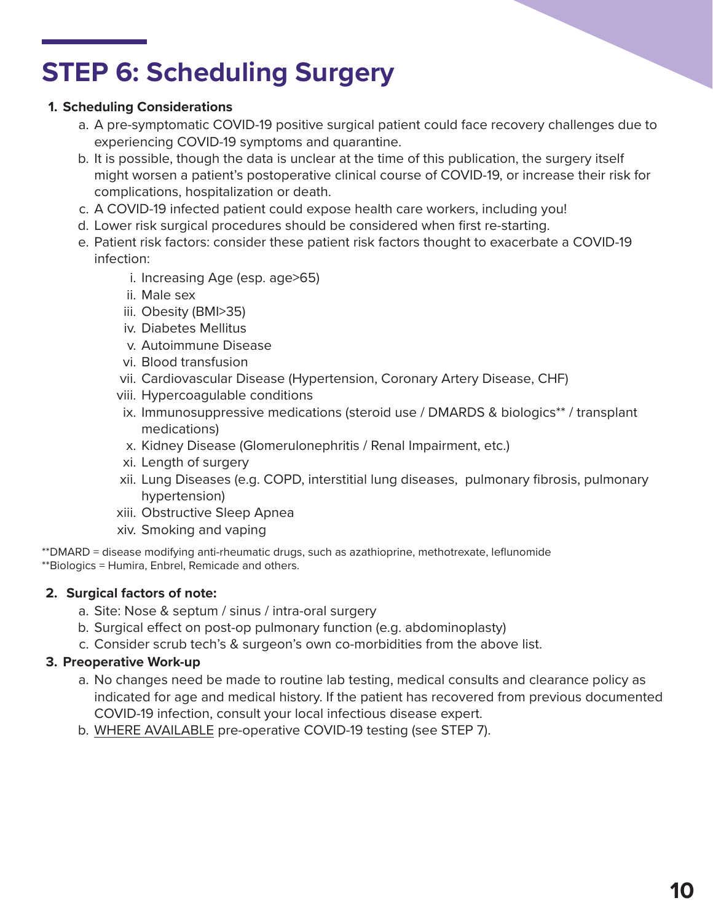# STEP 6: Scheduling Surgery

1. **Scheduling Considerations**
   a. A pre-symptomatic COVID-19 positive surgical patient could face recovery challenges due to experiencing COVID-19 symptoms and quarantine.
   b. It is possible, though the data is unclear at the time of this publication, the surgery itself might worsen a patient's postoperative clinical course of COVID-19, or increase their risk for complications, hospitalization or death.
   c. A COVID-19 infected patient could expose health care workers, including you!
   d. Lower risk surgical procedures should be considered when first re-starting.
   e. Patient risk factors: consider these patient risk factors thought to exacerbate a COVID-19 infection:
      i. Increasing Age (esp. age>65)
      ii. Male sex
      iii. Obesity (BMI>35)
      iv. Diabetes Mellitus
      v. Autoimmune Disease
      vi. Blood transfusion
      vii. Cardiovascular Disease (Hypertension, Coronary Artery Disease, CHF)
      viii. Hypercoagulable conditions
      ix. Immunosuppressive medications (steroid use / DMARDS & biologics** / transplant medications)
      x. Kidney Disease (Glomerulonephritis / Renal Impairment, etc.)
      xi. Length of surgery
      xii. Lung Diseases (e.g. COPD, interstitial lung diseases, pulmonary fibrosis, pulmonary hypertension)
      xiii. Obstructive Sleep Apnea
      xiv. Smoking and vaping

**DMARD = disease modifying anti-rheumatic drugs, such as azathioprine, methotrexate, leflunomide
**Biologics = Humira, Enbrel, Remicade and others.

2. **Surgical factors of note:**
   a. Site: Nose & septum / sinus / intra-oral surgery
   b. Surgical effect on post-op pulmonary function (e.g. abdominoplasty)
   c. Consider scrub tech's & surgeon's own co-morbidities from the above list.

3. **Preoperative Work-up**
   a. No changes need be made to routine lab testing, medical consults and clearance policy as indicated for age and medical history. If the patient has recovered from previous documented COVID-19 infection, consult your local infectious disease expert.
   b. <u>WHERE AVAILABLE</u> pre-operative COVID-19 testing (see STEP 7).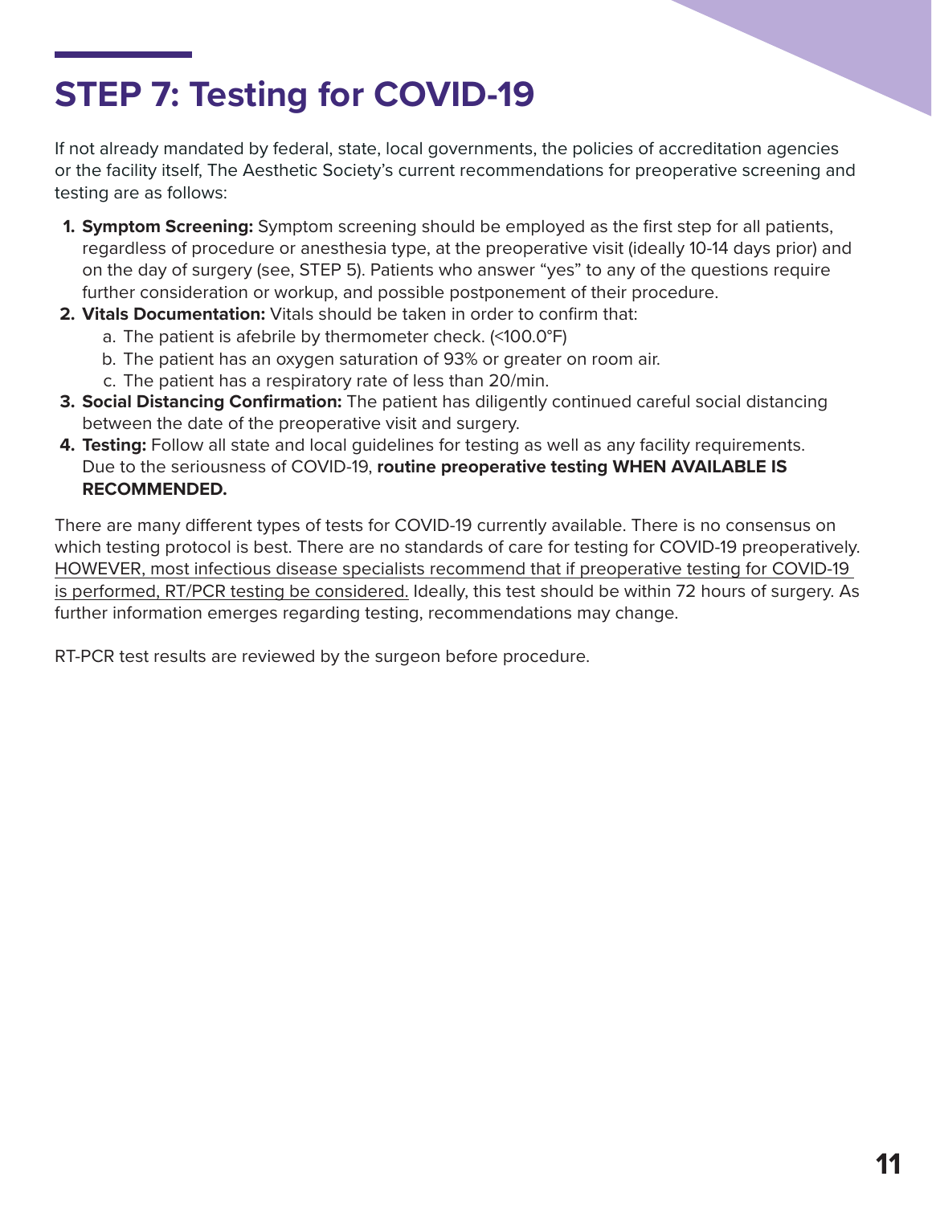# STEP 7: Testing for COVID-19

If not already mandated by federal, state, local governments, the policies of accreditation agencies or the facility itself, The Aesthetic Society's current recommendations for preoperative screening and testing are as follows:

1. **Symptom Screening:** Symptom screening should be employed as the first step for all patients, regardless of procedure or anesthesia type, at the preoperative visit (ideally 10-14 days prior) and on the day of surgery (see, STEP 5). Patients who answer "yes" to any of the questions require further consideration or workup, and possible postponement of their procedure.
2. **Vitals Documentation:** Vitals should be taken in order to confirm that:
   a. The patient is afebrile by thermometer check. (<100.0°F)
   b. The patient has an oxygen saturation of 93% or greater on room air.
   c. The patient has a respiratory rate of less than 20/min.
3. **Social Distancing Confirmation:** The patient has diligently continued careful social distancing between the date of the preoperative visit and surgery.
4. **Testing:** Follow all state and local guidelines for testing as well as any facility requirements. Due to the seriousness of COVID-19, **routine preoperative testing WHEN AVAILABLE IS RECOMMENDED.**

There are many different types of tests for COVID-19 currently available. There is no consensus on which testing protocol is best. There are no standards of care for testing for COVID-19 preoperatively. <u>HOWEVER, most infectious disease specialists recommend that if preoperative testing for COVID-19 is performed, RT/PCR testing be considered.</u> Ideally, this test should be within 72 hours of surgery. As further information emerges regarding testing, recommendations may change.

RT-PCR test results are reviewed by the surgeon before procedure.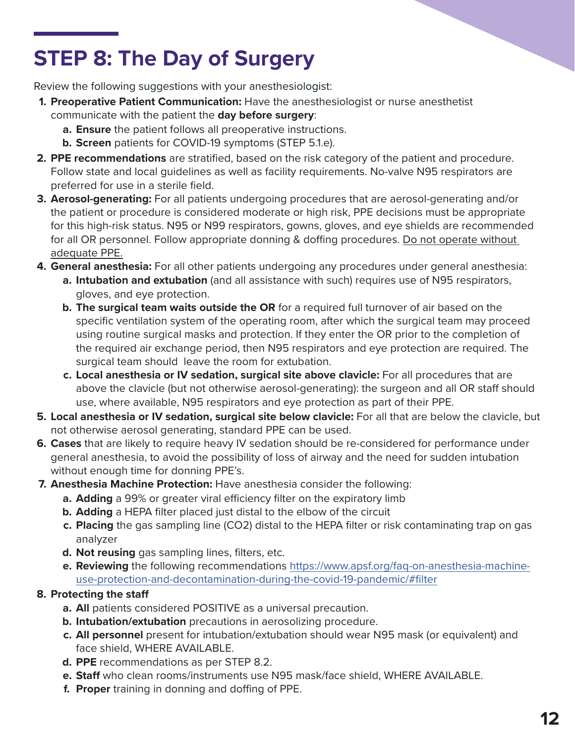# STEP 8: The Day of Surgery

Review the following suggestions with your anesthesiologist:

1. **Preoperative Patient Communication:** Have the anesthesiologist or nurse anesthetist communicate with the patient the **day before surgery**:
   a. **Ensure** the patient follows all preoperative instructions.
   b. **Screen** patients for COVID-19 symptoms (STEP 5.1.e).
2. **PPE recommendations** are stratified, based on the risk category of the patient and procedure. Follow state and local guidelines as well as facility requirements. No-valve N95 respirators are preferred for use in a sterile field.
3. **Aerosol-generating:** For all patients undergoing procedures that are aerosol-generating and/or the patient or procedure is considered moderate or high risk, PPE decisions must be appropriate for this high-risk status. N95 or N99 respirators, gowns, gloves, and eye shields are recommended for all OR personnel. Follow appropriate donning & doffing procedures. <u>Do not operate without adequate PPE.</u>
4. **General anesthesia:** For all other patients undergoing any procedures under general anesthesia:
   a. **Intubation and extubation** (and all assistance with such) requires use of N95 respirators, gloves, and eye protection.
   b. **The surgical team waits outside the OR** for a required full turnover of air based on the specific ventilation system of the operating room, after which the surgical team may proceed using routine surgical masks and protection. If they enter the OR prior to the completion of the required air exchange period, then N95 respirators and eye protection are required. The surgical team should leave the room for extubation.
   c. **Local anesthesia or IV sedation, surgical site above clavicle:** For all procedures that are above the clavicle (but not otherwise aerosol-generating): the surgeon and all OR staff should use, where available, N95 respirators and eye protection as part of their PPE.
5. **Local anesthesia or IV sedation, surgical site below clavicle:** For all that are below the clavicle, but not otherwise aerosol generating, standard PPE can be used.
6. **Cases** that are likely to require heavy IV sedation should be re-considered for performance under general anesthesia, to avoid the possibility of loss of airway and the need for sudden intubation without enough time for donning PPE's.
7. **Anesthesia Machine Protection:** Have anesthesia consider the following:
   a. **Adding** a 99% or greater viral efficiency filter on the expiratory limb
   b. **Adding** a HEPA filter placed just distal to the elbow of the circuit
   c. **Placing** the gas sampling line (CO2) distal to the HEPA filter or risk contaminating trap on gas analyzer
   d. **Not reusing** gas sampling lines, filters, etc.
   e. **Reviewing** the following recommendations [https://www.apsf.org/faq-on-anesthesia-machine-use-protection-and-decontamination-during-the-covid-19-pandemic/#filter](https://www.apsf.org/faq-on-anesthesia-machine-use-protection-and-decontamination-during-the-covid-19-pandemic/#filter)
8. **Protecting the staff**
   a. **All** patients considered POSITIVE as a universal precaution.
   b. **Intubation/extubation** precautions in aerosolizing procedure.
   c. **All personnel** present for intubation/extubation should wear N95 mask (or equivalent) and face shield, WHERE AVAILABLE.
   d. **PPE** recommendations as per STEP 8.2.
   e. **Staff** who clean rooms/instruments use N95 mask/face shield, WHERE AVAILABLE.
   f. **Proper** training in donning and doffing of PPE.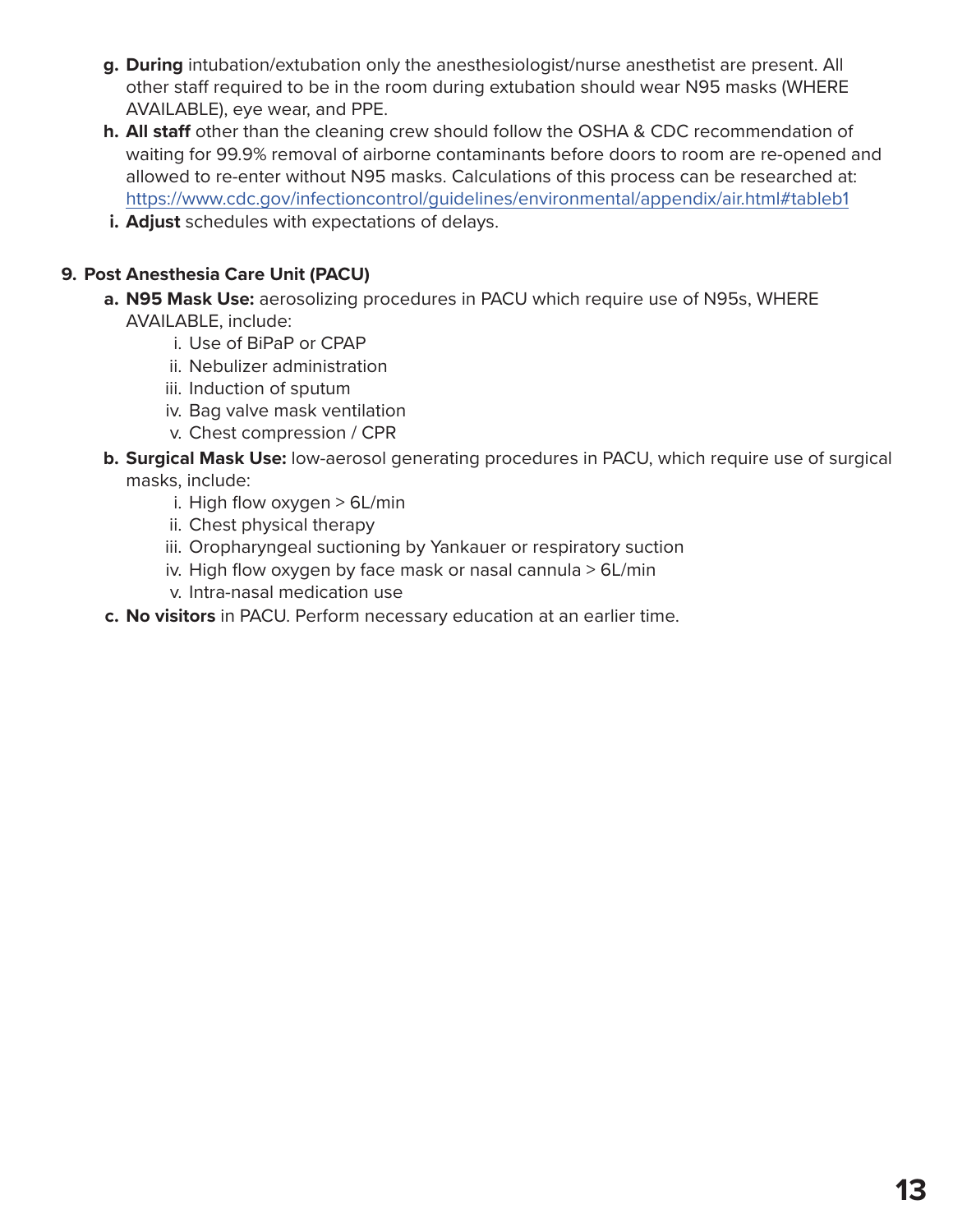g. **During** intubation/extubation only the anesthesiologist/nurse anesthetist are present. All other staff required to be in the room during extubation should wear N95 masks (WHERE AVAILABLE), eye wear, and PPE.

h. **All staff** other than the cleaning crew should follow the OSHA & CDC recommendation of waiting for 99.9% removal of airborne contaminants before doors to room are re-opened and allowed to re-enter without N95 masks. Calculations of this process can be researched at: https://www.cdc.gov/infectioncontrol/guidelines/environmental/appendix/air.html#tableb1

i. **Adjust** schedules with expectations of delays.

9. **Post Anesthesia Care Unit (PACU)**

   a. **N95 Mask Use:** aerosolizing procedures in PACU which require use of N95s, WHERE AVAILABLE, include:
      i. Use of BiPaP or CPAP
      ii. Nebulizer administration
      iii. Induction of sputum
      iv. Bag valve mask ventilation
      v. Chest compression / CPR

   b. **Surgical Mask Use:** low-aerosol generating procedures in PACU, which require use of surgical masks, include:
      i. High flow oxygen > 6L/min
      ii. Chest physical therapy
      iii. Oropharyngeal suctioning by Yankauer or respiratory suction
      iv. High flow oxygen by face mask or nasal cannula > 6L/min
      v. Intra-nasal medication use

   c. **No visitors** in PACU. Perform necessary education at an earlier time.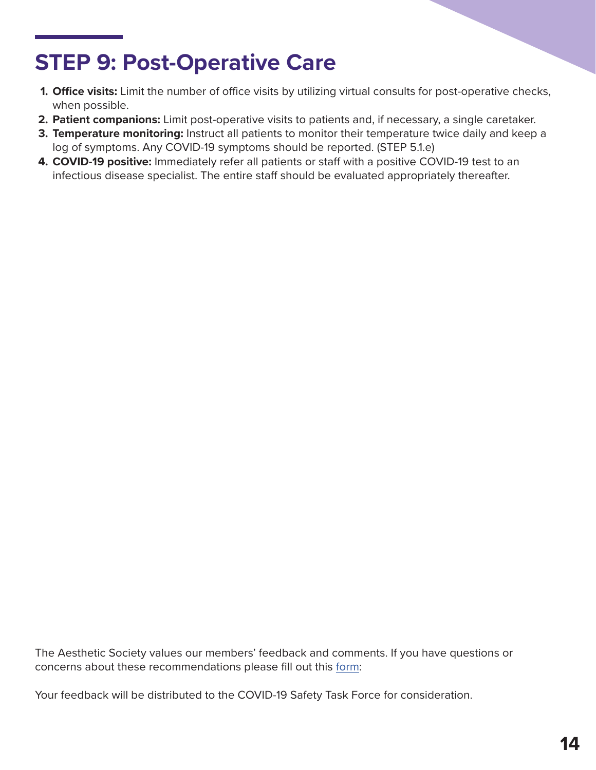# STEP 9: Post-Operative Care

1. **Office visits:** Limit the number of office visits by utilizing virtual consults for post-operative checks, when possible.
2. **Patient companions:** Limit post-operative visits to patients and, if necessary, a single caretaker.
3. **Temperature monitoring:** Instruct all patients to monitor their temperature twice daily and keep a log of symptoms. Any COVID-19 symptoms should be reported. (STEP 5.1.e)
4. **COVID-19 positive:** Immediately refer all patients or staff with a positive COVID-19 test to an infectious disease specialist. The entire staff should be evaluated appropriately thereafter.

The Aesthetic Society values our members' feedback and comments. If you have questions or concerns about these recommendations please fill out this form:

Your feedback will be distributed to the COVID-19 Safety Task Force for consideration.